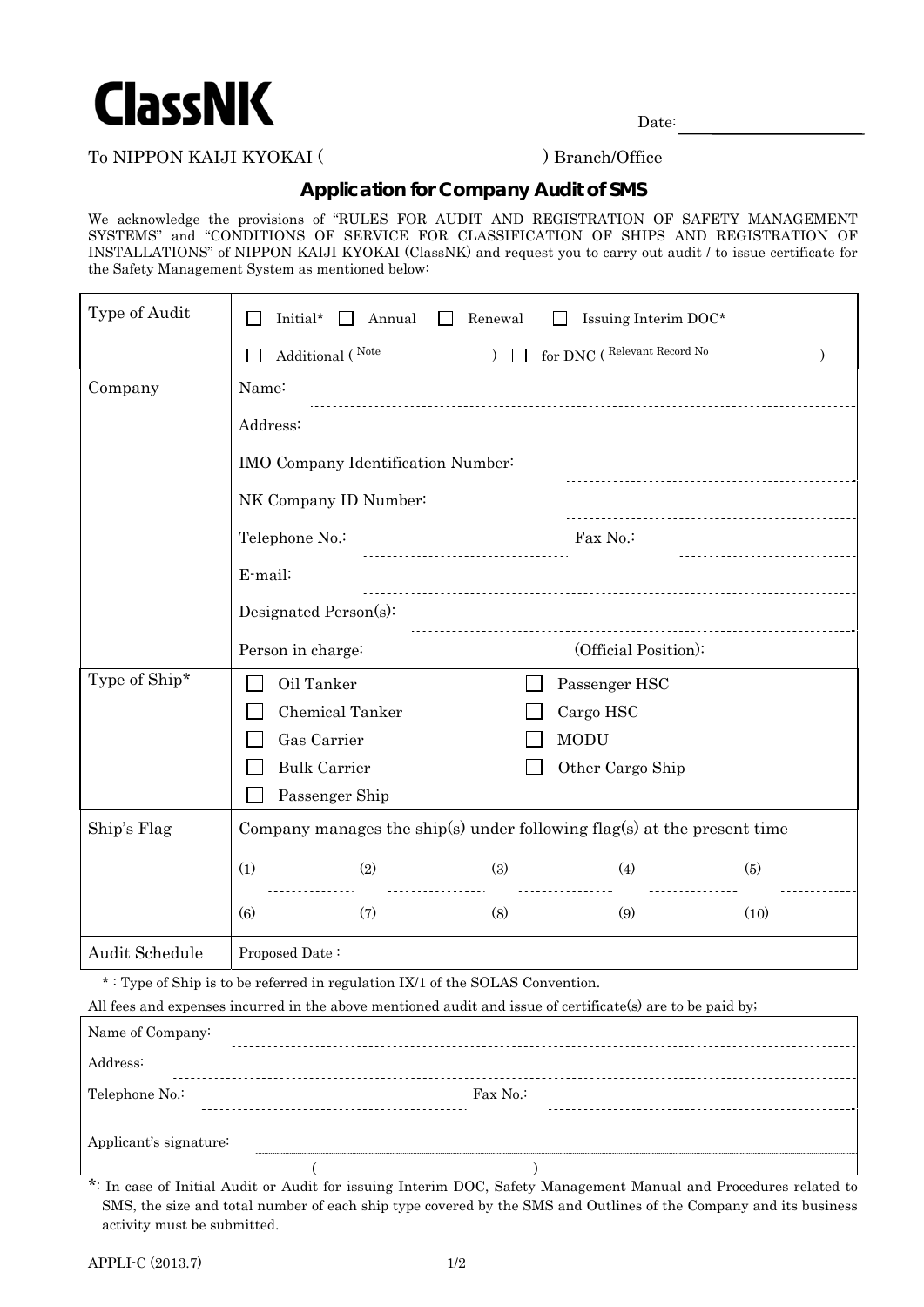# ClassNK

Date: ____________________

To NIPPON KAIJI KYOKAI (                                        ) Branch/Office

## Application for Company Audit of SMS

We acknowledge the provisions of "RULES FOR AUDIT AND REGISTRATION OF SAFETY MANAGEMENT SYSTEMS" and "CONDITIONS OF SERVICE FOR CLASSIFICATION OF SHIPS AND REGISTRATION OF INSTALLATIONS" of NIPPON KAIJI KYOKAI (ClassNK) and request you to carry out audit / to issue certificate for the Safety Management System as mentioned below:

| | |
|---|---|
| Type of Audit | ☐ Initial* ☐ Annual ☐ Renewal ☐ Issuing Interim DOC*<br>☐ Additional ( Note                ) ☐ for DNC ( Relevant Record No                ) |
| Company | Name:<br>Address:<br>IMO Company Identification Number:<br>NK Company ID Number:<br>Telephone No.:                Fax No.:<br>E-mail:<br>Designated Person(s):<br>Person in charge:                (Official Position): |
| Type of Ship* | ☐ Oil Tanker ☐ Passenger HSC<br>☐ Chemical Tanker ☐ Cargo HSC<br>☐ Gas Carrier ☐ MODU<br>☐ Bulk Carrier ☐ Other Cargo Ship<br>☐ Passenger Ship |
| Ship's Flag | Company manages the ship(s) under following flag(s) at the present time<br>(1)        (2)        (3)        (4)        (5)<br>(6)        (7)        (8)        (9)        (10) |
| Audit Schedule | Proposed Date : |

* : Type of Ship is to be referred in regulation IX/1 of the SOLAS Convention.

All fees and expenses incurred in the above mentioned audit and issue of certificate(s) are to be paid by;

| |
|---|
| Name of Company: |
| Address: |
| Telephone No.:                Fax No.: |
| Applicant's signature:<br>(                                        ) |

*: In case of Initial Audit or Audit for issuing Interim DOC, Safety Management Manual and Procedures related to SMS, the size and total number of each ship type covered by the SMS and Outlines of the Company and its business activity must be submitted.

APPLI-C (2013.7)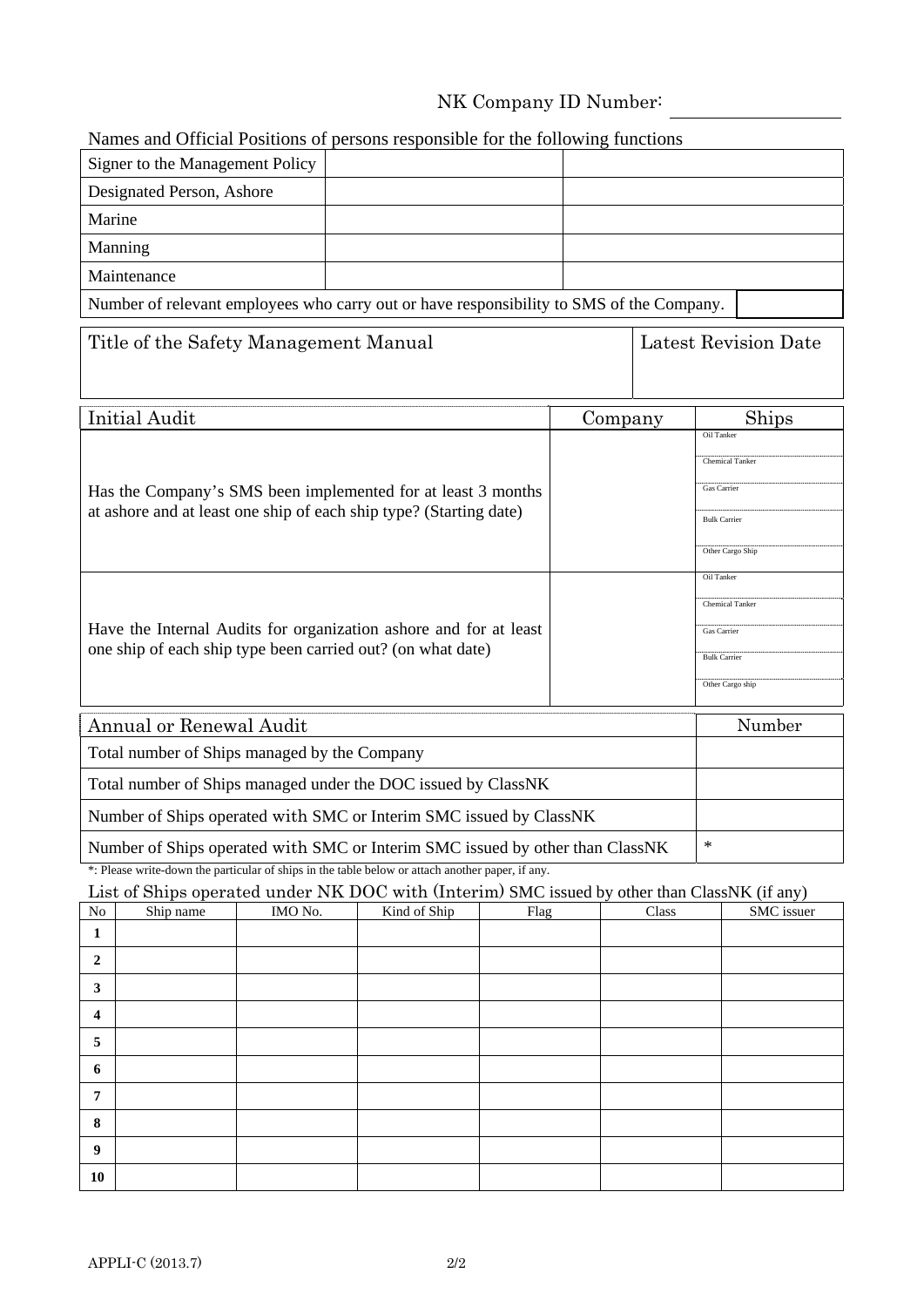NK Company ID Number: ____________

Names and Official Positions of persons responsible for the following functions

| | | |
|---|---|---|
| Signer to the Management Policy | | |
| Designated Person, Ashore | | |
| Marine | | |
| Manning | | |
| Maintenance | | |
| Number of relevant employees who carry out or have responsibility to SMS of the Company. | | |

| Title of the Safety Management Manual | Latest Revision Date |
|---|---|
| | |

| Initial Audit | Company | Ships |
|---|---|---|
| Has the Company's SMS been implemented for at least 3 months at ashore and at least one ship of each ship type? (Starting date) | | Oil Tanker<br>Chemical Tanker<br>Gas Carrier<br>Bulk Carrier<br>Other Cargo Ship |
| Have the Internal Audits for organization ashore and for at least one ship of each ship type been carried out? (on what date) | | Oil Tanker<br>Chemical Tanker<br>Gas Carrier<br>Bulk Carrier<br>Other Cargo ship |

| Annual or Renewal Audit | Number |
|---|---|
| Total number of Ships managed by the Company | |
| Total number of Ships managed under the DOC issued by ClassNK | |
| Number of Ships operated with SMC or Interim SMC issued by ClassNK | |
| Number of Ships operated with SMC or Interim SMC issued by other than ClassNK | * |

*: Please write-down the particular of ships in the table below or attach another paper, if any.

List of Ships operated under NK DOC with (Interim) SMC issued by other than ClassNK (if any)

| No | Ship name | IMO No. | Kind of Ship | Flag | Class | SMC issuer |
|---|---|---|---|---|---|---|
| **1** | | | | | | |
| **2** | | | | | | |
| **3** | | | | | | |
| **4** | | | | | | |
| **5** | | | | | | |
| **6** | | | | | | |
| **7** | | | | | | |
| **8** | | | | | | |
| **9** | | | | | | |
| **10** | | | | | | |

APPLI-C (2013.7)